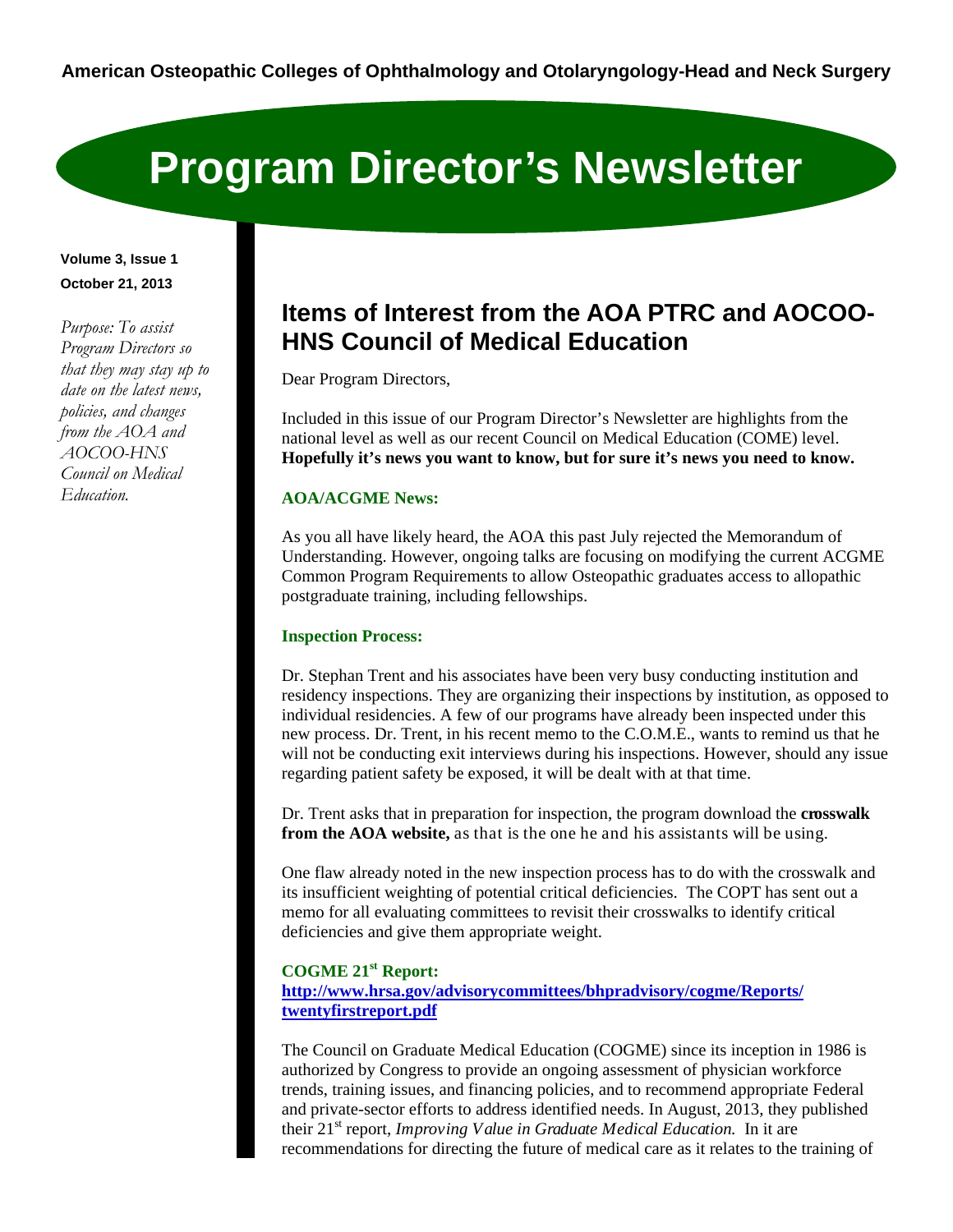**American Osteopathic Colleges of Ophthalmology and Otolaryngology-Head and Neck Surgery**

# Program Director's Newsletter

**Volume 3, Issue 1**
**October 21, 2013**

*Purpose: To assist Program Directors so that they may stay up to date on the latest news, policies, and changes from the AOA and AOCOO-HNS Council on Medical Education.*

## Items of Interest from the AOA PTRC and AOCOO-HNS Council of Medical Education

Dear Program Directors,

Included in this issue of our Program Director's Newsletter are highlights from the national level as well as our recent Council on Medical Education (COME) level. **Hopefully it's news you want to know, but for sure it's news you need to know.**

### AOA/ACGME News:

As you all have likely heard, the AOA this past July rejected the Memorandum of Understanding. However, ongoing talks are focusing on modifying the current ACGME Common Program Requirements to allow Osteopathic graduates access to allopathic postgraduate training, including fellowships.

### Inspection Process:

Dr. Stephan Trent and his associates have been very busy conducting institution and residency inspections. They are organizing their inspections by institution, as opposed to individual residencies. A few of our programs have already been inspected under this new process. Dr. Trent, in his recent memo to the C.O.M.E., wants to remind us that he will not be conducting exit interviews during his inspections. However, should any issue regarding patient safety be exposed, it will be dealt with at that time.

Dr. Trent asks that in preparation for inspection, the program download the **crosswalk from the AOA website,** as that is the one he and his assistants will be using.

One flaw already noted in the new inspection process has to do with the crosswalk and its insufficient weighting of potential critical deficiencies. The COPT has sent out a memo for all evaluating committees to revisit their crosswalks to identify critical deficiencies and give them appropriate weight.

### COGME 21st Report:

**[http://www.hrsa.gov/advisorycommittees/bhpradvisory/cogme/Reports/twentyfirstreport.pdf](http://www.hrsa.gov/advisorycommittees/bhpradvisory/cogme/Reports/twentyfirstreport.pdf)**

The Council on Graduate Medical Education (COGME) since its inception in 1986 is authorized by Congress to provide an ongoing assessment of physician workforce trends, training issues, and financing policies, and to recommend appropriate Federal and private-sector efforts to address identified needs. In August, 2013, they published their 21st report, *Improving Value in Graduate Medical Education.* In it are recommendations for directing the future of medical care as it relates to the training of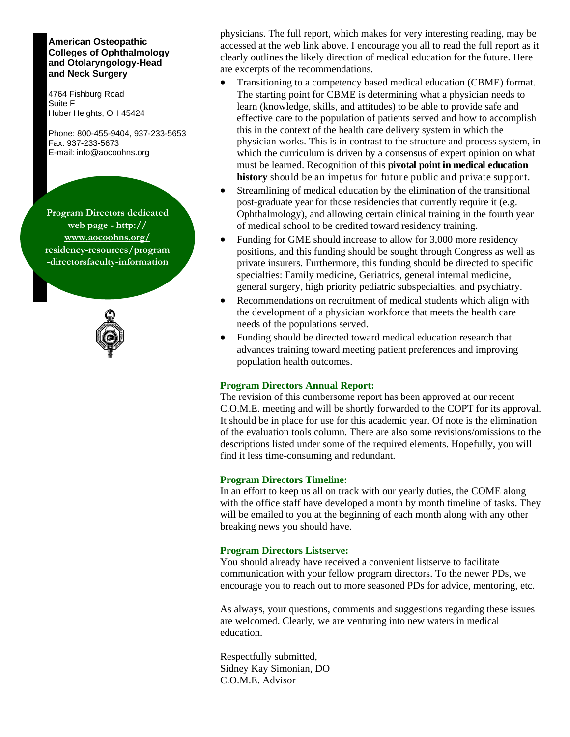**American Osteopathic Colleges of Ophthalmology and Otolaryngology-Head and Neck Surgery**

4764 Fishburg Road
Suite F
Huber Heights, OH 45424

Phone: 800-455-9404, 937-233-5653
Fax: 937-233-5673
E-mail: info@aocoohns.org

**Program Directors dedicated web page - http://www.aocoohns.org/residency-resources/program-directorsfaculty-information**

physicians. The full report, which makes for very interesting reading, may be accessed at the web link above. I encourage you all to read the full report as it clearly outlines the likely direction of medical education for the future. Here are excerpts of the recommendations.

- Transitioning to a competency based medical education (CBME) format. The starting point for CBME is determining what a physician needs to learn (knowledge, skills, and attitudes) to be able to provide safe and effective care to the population of patients served and how to accomplish this in the context of the health care delivery system in which the physician works. This is in contrast to the structure and process system, in which the curriculum is driven by a consensus of expert opinion on what must be learned. Recognition of this **pivotal point in medical education history** should be an impetus for future public and private support.
- Streamlining of medical education by the elimination of the transitional post-graduate year for those residencies that currently require it (e.g. Ophthalmology), and allowing certain clinical training in the fourth year of medical school to be credited toward residency training.
- Funding for GME should increase to allow for 3,000 more residency positions, and this funding should be sought through Congress as well as private insurers. Furthermore, this funding should be directed to specific specialties: Family medicine, Geriatrics, general internal medicine, general surgery, high priority pediatric subspecialties, and psychiatry.
- Recommendations on recruitment of medical students which align with the development of a physician workforce that meets the health care needs of the populations served.
- Funding should be directed toward medical education research that advances training toward meeting patient preferences and improving population health outcomes.

**Program Directors Annual Report:**
The revision of this cumbersome report has been approved at our recent C.O.M.E. meeting and will be shortly forwarded to the COPT for its approval. It should be in place for use for this academic year. Of note is the elimination of the evaluation tools column. There are also some revisions/omissions to the descriptions listed under some of the required elements. Hopefully, you will find it less time-consuming and redundant.

**Program Directors Timeline:**
In an effort to keep us all on track with our yearly duties, the COME along with the office staff have developed a month by month timeline of tasks. They will be emailed to you at the beginning of each month along with any other breaking news you should have.

**Program Directors Listserve:**
You should already have received a convenient listserve to facilitate communication with your fellow program directors. To the newer PDs, we encourage you to reach out to more seasoned PDs for advice, mentoring, etc.

As always, your questions, comments and suggestions regarding these issues are welcomed. Clearly, we are venturing into new waters in medical education.

Respectfully submitted,
Sidney Kay Simonian, DO
C.O.M.E. Advisor